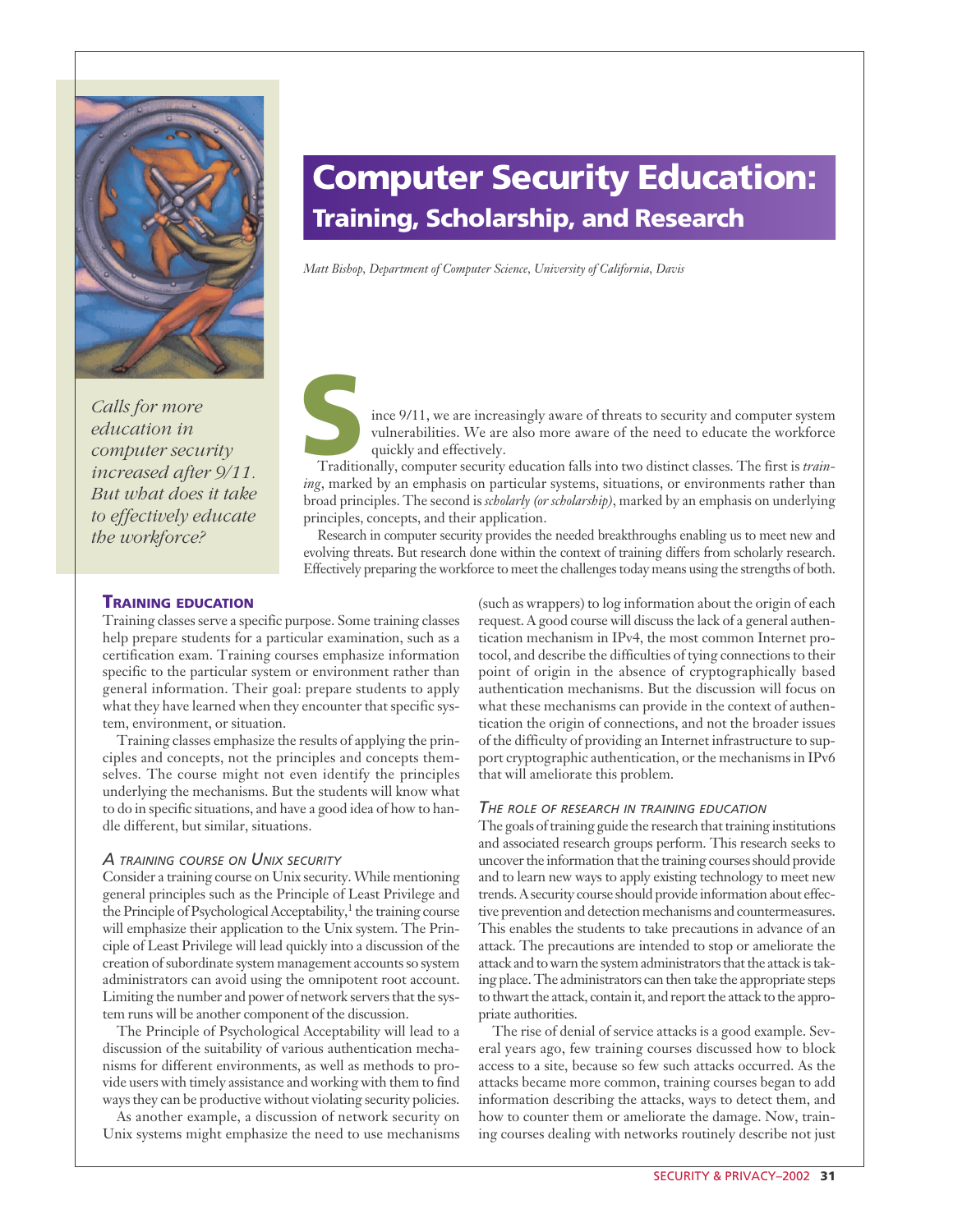# Computer Security Education: Training, Scholarship, and Research

*Matt Bishop, Department of Computer Science, University of California, Davis*

*Calls for more education in computer security increased after 9/11. But what does it take to effectively educate the workforce?*

Since 9/11, we are increasingly aware of threats to security and computer system vulnerabilities. We are also more aware of the need to educate the workforce quickly and effectively.

Traditionally, computer security education falls into two distinct classes. The first is *training*, marked by an emphasis on particular systems, situations, or environments rather than broad principles. The second is *scholarly (or scholarship)*, marked by an emphasis on underlying principles, concepts, and their application.

Research in computer security provides the needed breakthroughs enabling us to meet new and evolving threats. But research done within the context of training differs from scholarly research. Effectively preparing the workforce to meet the challenges today means using the strengths of both.

## Training education

Training classes serve a specific purpose. Some training classes help prepare students for a particular examination, such as a certification exam. Training courses emphasize information specific to the particular system or environment rather than general information. Their goal: prepare students to apply what they have learned when they encounter that specific system, environment, or situation.

Training classes emphasize the results of applying the principles and concepts, not the principles and concepts themselves. The course might not even identify the principles underlying the mechanisms. But the students will know what to do in specific situations, and have a good idea of how to handle different, but similar, situations.

### A training course on Unix security

Consider a training course on Unix security. While mentioning general principles such as the Principle of Least Privilege and the Principle of Psychological Acceptability,[1] the training course will emphasize their application to the Unix system. The Principle of Least Privilege will lead quickly into a discussion of the creation of subordinate system management accounts so system administrators can avoid using the omnipotent root account. Limiting the number and power of network servers that the system runs will be another component of the discussion.

The Principle of Psychological Acceptability will lead to a discussion of the suitability of various authentication mechanisms for different environments, as well as methods to provide users with timely assistance and working with them to find ways they can be productive without violating security policies.

As another example, a discussion of network security on Unix systems might emphasize the need to use mechanisms (such as wrappers) to log information about the origin of each request. A good course will discuss the lack of a general authentication mechanism in IPv4, the most common Internet protocol, and describe the difficulties of tying connections to their point of origin in the absence of cryptographically based authentication mechanisms. But the discussion will focus on what these mechanisms can provide in the context of authentication the origin of connections, and not the broader issues of the difficulty of providing an Internet infrastructure to support cryptographic authentication, or the mechanisms in IPv6 that will ameliorate this problem.

### The role of research in training education

The goals of training guide the research that training institutions and associated research groups perform. This research seeks to uncover the information that the training courses should provide and to learn new ways to apply existing technology to meet new trends. A security course should provide information about effective prevention and detection mechanisms and countermeasures. This enables the students to take precautions in advance of an attack. The precautions are intended to stop or ameliorate the attack and to warn the system administrators that the attack is taking place. The administrators can then take the appropriate steps to thwart the attack, contain it, and report the attack to the appropriate authorities.

The rise of denial of service attacks is a good example. Several years ago, few training courses discussed how to block access to a site, because so few such attacks occurred. As the attacks became more common, training courses began to add information describing the attacks, ways to detect them, and how to counter them or ameliorate the damage. Now, training courses dealing with networks routinely describe not just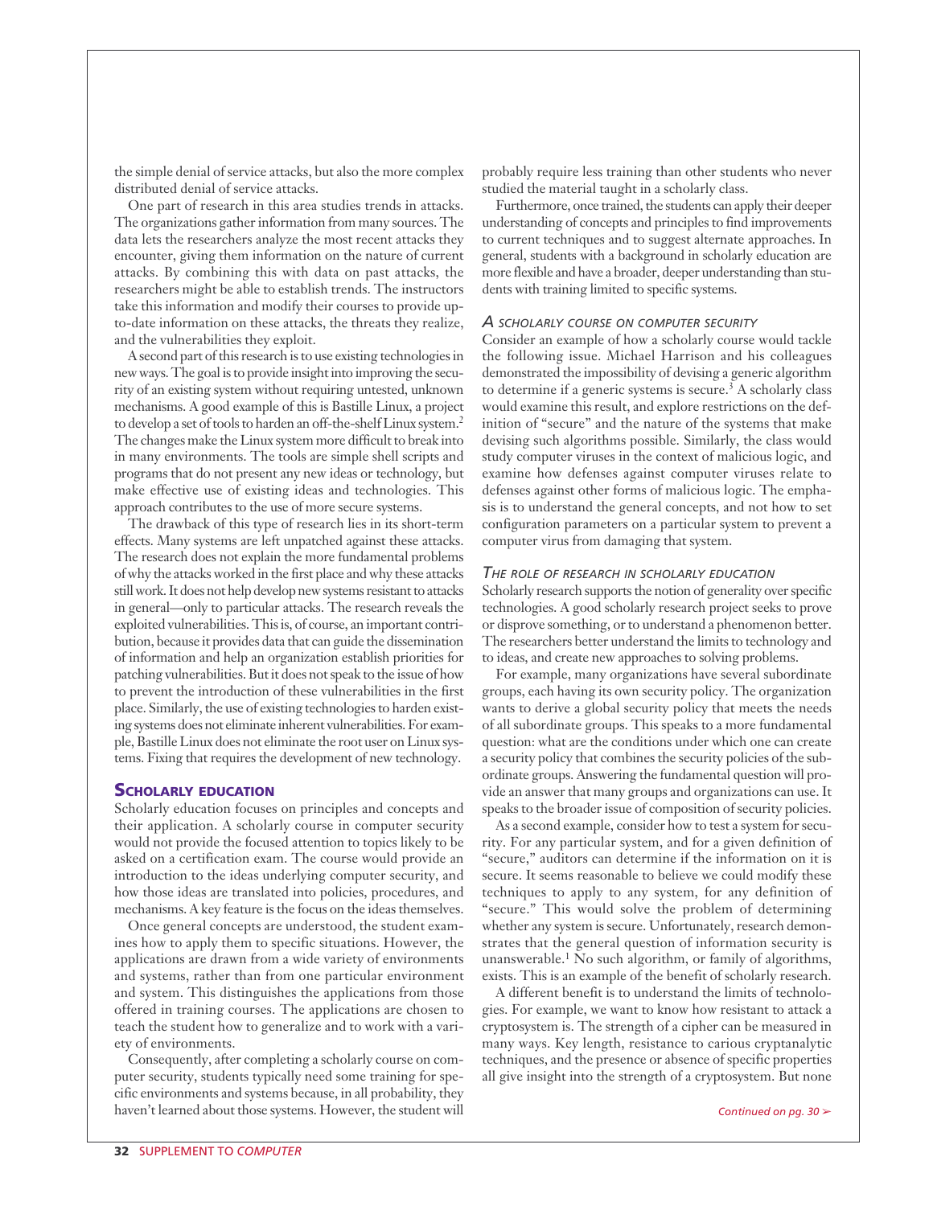the simple denial of service attacks, but also the more complex distributed denial of service attacks.

One part of research in this area studies trends in attacks. The organizations gather information from many sources. The data lets the researchers analyze the most recent attacks they encounter, giving them information on the nature of current attacks. By combining this with data on past attacks, the researchers might be able to establish trends. The instructors take this information and modify their courses to provide up-to-date information on these attacks, the threats they realize, and the vulnerabilities they exploit.

A second part of this research is to use existing technologies in new ways. The goal is to provide insight into improving the security of an existing system without requiring untested, unknown mechanisms. A good example of this is Bastille Linux, a project to develop a set of tools to harden an off-the-shelf Linux system.[2] The changes make the Linux system more difficult to break into in many environments. The tools are simple shell scripts and programs that do not present any new ideas or technology, but make effective use of existing ideas and technologies. This approach contributes to the use of more secure systems.

The drawback of this type of research lies in its short-term effects. Many systems are left unpatched against these attacks. The research does not explain the more fundamental problems of why the attacks worked in the first place and why these attacks still work. It does not help develop new systems resistant to attacks in general—only to particular attacks. The research reveals the exploited vulnerabilities. This is, of course, an important contribution, because it provides data that can guide the dissemination of information and help an organization establish priorities for patching vulnerabilities. But it does not speak to the issue of how to prevent the introduction of these vulnerabilities in the first place. Similarly, the use of existing technologies to harden existing systems does not eliminate inherent vulnerabilities. For example, Bastille Linux does not eliminate the root user on Linux systems. Fixing that requires the development of new technology.

## Scholarly education

Scholarly education focuses on principles and concepts and their application. A scholarly course in computer security would not provide the focused attention to topics likely to be asked on a certification exam. The course would provide an introduction to the ideas underlying computer security, and how those ideas are translated into policies, procedures, and mechanisms. A key feature is the focus on the ideas themselves.

Once general concepts are understood, the student examines how to apply them to specific situations. However, the applications are drawn from a wide variety of environments and systems, rather than from one particular environment and system. This distinguishes the applications from those offered in training courses. The applications are chosen to teach the student how to generalize and to work with a variety of environments.

Consequently, after completing a scholarly course on computer security, students typically need some training for specific environments and systems because, in all probability, they haven't learned about those systems. However, the student will probably require less training than other students who never studied the material taught in a scholarly class.

Furthermore, once trained, the students can apply their deeper understanding of concepts and principles to find improvements to current techniques and to suggest alternate approaches. In general, students with a background in scholarly education are more flexible and have a broader, deeper understanding than students with training limited to specific systems.

### *A scholarly course on computer security*

Consider an example of how a scholarly course would tackle the following issue. Michael Harrison and his colleagues demonstrated the impossibility of devising a generic algorithm to determine if a generic systems is secure.[3] A scholarly class would examine this result, and explore restrictions on the definition of "secure" and the nature of the systems that make devising such algorithms possible. Similarly, the class would study computer viruses in the context of malicious logic, and examine how defenses against computer viruses relate to defenses against other forms of malicious logic. The emphasis is to understand the general concepts, and not how to set configuration parameters on a particular system to prevent a computer virus from damaging that system.

### *The role of research in scholarly education*

Scholarly research supports the notion of generality over specific technologies. A good scholarly research project seeks to prove or disprove something, or to understand a phenomenon better. The researchers better understand the limits to technology and to ideas, and create new approaches to solving problems.

For example, many organizations have several subordinate groups, each having its own security policy. The organization wants to derive a global security policy that meets the needs of all subordinate groups. This speaks to a more fundamental question: what are the conditions under which one can create a security policy that combines the security policies of the subordinate groups. Answering the fundamental question will provide an answer that many groups and organizations can use. It speaks to the broader issue of composition of security policies.

As a second example, consider how to test a system for security. For any particular system, and for a given definition of "secure," auditors can determine if the information on it is secure. It seems reasonable to believe we could modify these techniques to apply to any system, for any definition of "secure." This would solve the problem of determining whether any system is secure. Unfortunately, research demonstrates that the general question of information security is unanswerable.[1] No such algorithm, or family of algorithms, exists. This is an example of the benefit of scholarly research.

A different benefit is to understand the limits of technologies. For example, we want to know how resistant to attack a cryptosystem is. The strength of a cipher can be measured in many ways. Key length, resistance to carious cryptanalytic techniques, and the presence or absence of specific properties all give insight into the strength of a cryptosystem. But none

*Continued on pg. 30 ➢*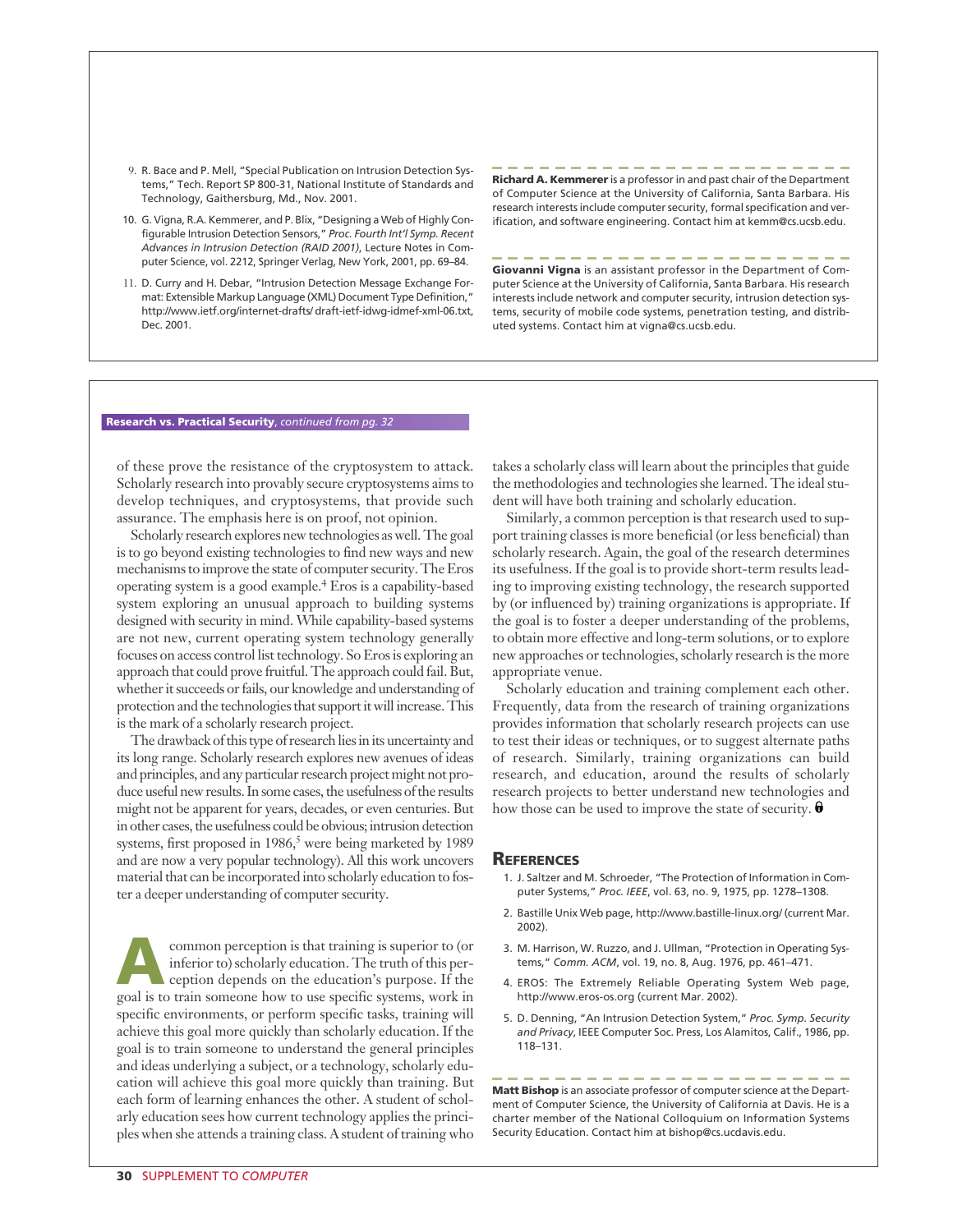9. R. Bace and P. Mell, "Special Publication on Intrusion Detection Systems," Tech. Report SP 800-31, National Institute of Standards and Technology, Gaithersburg, Md., Nov. 2001.
10. G. Vigna, R.A. Kemmerer, and P. Blix, "Designing a Web of Highly Configurable Intrusion Detection Sensors," *Proc. Fourth Int'l Symp. Recent Advances in Intrusion Detection (RAID 2001)*, Lecture Notes in Computer Science, vol. 2212, Springer Verlag, New York, 2001, pp. 69–84.
11. D. Curry and H. Debar, "Intrusion Detection Message Exchange Format: Extensible Markup Language (XML) Document Type Definition," http://www.ietf.org/internet-drafts/ draft-ietf-idwg-idmef-xml-06.txt, Dec. 2001.

**Richard A. Kemmerer** is a professor in and past chair of the Department of Computer Science at the University of California, Santa Barbara. His research interests include computer security, formal specification and verification, and software engineering. Contact him at kemm@cs.ucsb.edu.

**Giovanni Vigna** is an assistant professor in the Department of Computer Science at the University of California, Santa Barbara. His research interests include network and computer security, intrusion detection systems, security of mobile code systems, penetration testing, and distributed systems. Contact him at vigna@cs.ucsb.edu.

**Research vs. Practical Security**, *continued from pg. 32*

of these prove the resistance of the cryptosystem to attack. Scholarly research into provably secure cryptosystems aims to develop techniques, and cryptosystems, that provide such assurance. The emphasis here is on proof, not opinion.

Scholarly research explores new technologies as well. The goal is to go beyond existing technologies to find new ways and new mechanisms to improve the state of computer security. The Eros operating system is a good example.[4] Eros is a capability-based system exploring an unusual approach to building systems designed with security in mind. While capability-based systems are not new, current operating system technology generally focuses on access control list technology. So Eros is exploring an approach that could prove fruitful. The approach could fail. But, whether it succeeds or fails, our knowledge and understanding of protection and the technologies that support it will increase. This is the mark of a scholarly research project.

The drawback of this type of research lies in its uncertainty and its long range. Scholarly research explores new avenues of ideas and principles, and any particular research project might not produce useful new results. In some cases, the usefulness of the results might not be apparent for years, decades, or even centuries. But in other cases, the usefulness could be obvious; intrusion detection systems, first proposed in 1986,[5] were being marketed by 1989 and are now a very popular technology). All this work uncovers material that can be incorporated into scholarly education to foster a deeper understanding of computer security.

A common perception is that training is superior to (or inferior to) scholarly education. The truth of this perception depends on the education's purpose. If the goal is to train someone how to use specific systems, work in specific environments, or perform specific tasks, training will achieve this goal more quickly than scholarly education. If the goal is to train someone to understand the general principles and ideas underlying a subject, or a technology, scholarly education will achieve this goal more quickly than training. But each form of learning enhances the other. A student of scholarly education sees how current technology applies the principles when she attends a training class. A student of training who takes a scholarly class will learn about the principles that guide the methodologies and technologies she learned. The ideal student will have both training and scholarly education.

Similarly, a common perception is that research used to support training classes is more beneficial (or less beneficial) than scholarly research. Again, the goal of the research determines its usefulness. If the goal is to provide short-term results leading to improving existing technology, the research supported by (or influenced by) training organizations is appropriate. If the goal is to foster a deeper understanding of the problems, to obtain more effective and long-term solutions, or to explore new approaches or technologies, scholarly research is the more appropriate venue.

Scholarly education and training complement each other. Frequently, data from the research of training organizations provides information that scholarly research projects can use to test their ideas or techniques, or to suggest alternate paths of research. Similarly, training organizations can build research, and education, around the results of scholarly research projects to better understand new technologies and how those can be used to improve the state of security.

## References

1. J. Saltzer and M. Schroeder, "The Protection of Information in Computer Systems," *Proc. IEEE*, vol. 63, no. 9, 1975, pp. 1278–1308.
2. Bastille Unix Web page, http://www.bastille-linux.org/ (current Mar. 2002).
3. M. Harrison, W. Ruzzo, and J. Ullman, "Protection in Operating Systems," *Comm. ACM*, vol. 19, no. 8, Aug. 1976, pp. 461–471.
4. EROS: The Extremely Reliable Operating System Web page, http://www.eros-os.org (current Mar. 2002).
5. D. Denning, "An Intrusion Detection System," *Proc. Symp. Security and Privacy*, IEEE Computer Soc. Press, Los Alamitos, Calif., 1986, pp. 118–131.

**Matt Bishop** is an associate professor of computer science at the Department of Computer Science, the University of California at Davis. He is a charter member of the National Colloquium on Information Systems Security Education. Contact him at bishop@cs.ucdavis.edu.